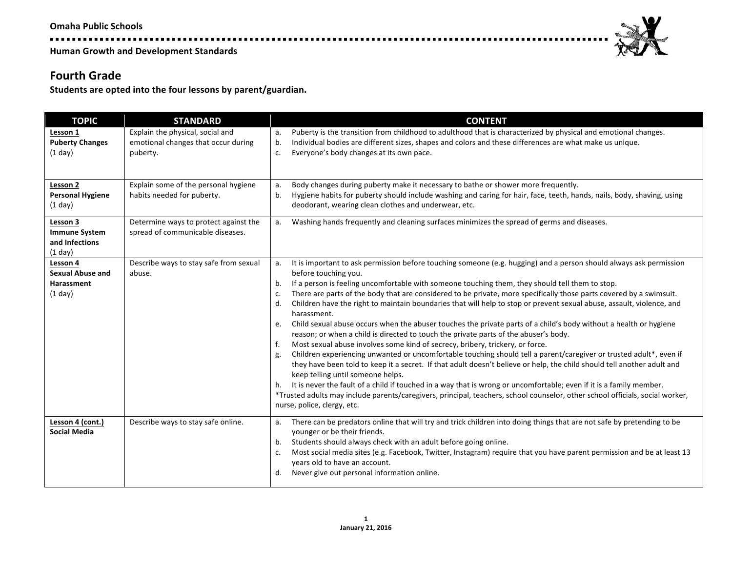# Omaha Public Schools

## Human Growth and Development Standards

## Fourth Grade

**Students are opted into the four lessons by parent/guardian.**

| TOPIC | STANDARD | CONTENT |
|---|---|---|
| **Lesson 1**<br>**Puberty Changes**<br>(1 day) | Explain the physical, social and emotional changes that occur during puberty. | a. Puberty is the transition from childhood to adulthood that is characterized by physical and emotional changes.<br>b. Individual bodies are different sizes, shapes and colors and these differences are what make us unique.<br>c. Everyone's body changes at its own pace. |
| **Lesson 2**<br>**Personal Hygiene**<br>(1 day) | Explain some of the personal hygiene habits needed for puberty. | a. Body changes during puberty make it necessary to bathe or shower more frequently.<br>b. Hygiene habits for puberty should include washing and caring for hair, face, teeth, hands, nails, body, shaving, using deodorant, wearing clean clothes and underwear, etc. |
| **Lesson 3**<br>**Immune System and Infections**<br>(1 day) | Determine ways to protect against the spread of communicable diseases. | a. Washing hands frequently and cleaning surfaces minimizes the spread of germs and diseases. |
| **Lesson 4**<br>**Sexual Abuse and Harassment**<br>(1 day) | Describe ways to stay safe from sexual abuse. | a. It is important to ask permission before touching someone (e.g. hugging) and a person should always ask permission before touching you.<br>b. If a person is feeling uncomfortable with someone touching them, they should tell them to stop.<br>c. There are parts of the body that are considered to be private, more specifically those parts covered by a swimsuit.<br>d. Children have the right to maintain boundaries that will help to stop or prevent sexual abuse, assault, violence, and harassment.<br>e. Child sexual abuse occurs when the abuser touches the private parts of a child's body without a health or hygiene reason; or when a child is directed to touch the private parts of the abuser's body.<br>f. Most sexual abuse involves some kind of secrecy, bribery, trickery, or force.<br>g. Children experiencing unwanted or uncomfortable touching should tell a parent/caregiver or trusted adult*, even if they have been told to keep it a secret. If that adult doesn't believe or help, the child should tell another adult and keep telling until someone helps.<br>h. It is never the fault of a child if touched in a way that is wrong or uncomfortable; even if it is a family member.<br>*Trusted adults may include parents/caregivers, principal, teachers, school counselor, other school officials, social worker, nurse, police, clergy, etc. |
| **Lesson 4 (cont.)**<br>**Social Media** | Describe ways to stay safe online. | a. There can be predators online that will try and trick children into doing things that are not safe by pretending to be younger or be their friends.<br>b. Students should always check with an adult before going online.<br>c. Most social media sites (e.g. Facebook, Twitter, Instagram) require that you have parent permission and be at least 13 years old to have an account.<br>d. Never give out personal information online. |

January 21, 2016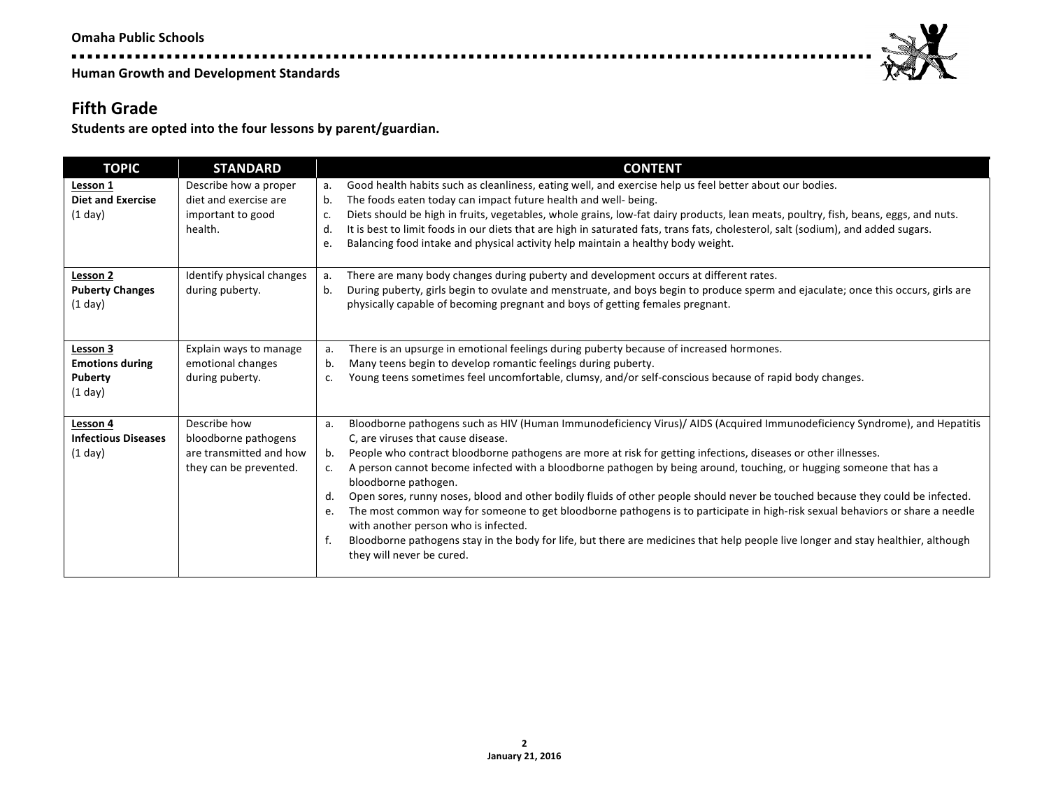# Fifth Grade

**Students are opted into the four lessons by parent/guardian.**

| TOPIC | STANDARD | CONTENT |
| --- | --- | --- |
| **Lesson 1**<br>**Diet and Exercise**<br>(1 day) | Describe how a proper diet and exercise are important to good health. | a. Good health habits such as cleanliness, eating well, and exercise help us feel better about our bodies.<br>b. The foods eaten today can impact future health and well- being.<br>c. Diets should be high in fruits, vegetables, whole grains, low-fat dairy products, lean meats, poultry, fish, beans, eggs, and nuts.<br>d. It is best to limit foods in our diets that are high in saturated fats, trans fats, cholesterol, salt (sodium), and added sugars.<br>e. Balancing food intake and physical activity help maintain a healthy body weight. |
| **Lesson 2**<br>**Puberty Changes**<br>(1 day) | Identify physical changes during puberty. | a. There are many body changes during puberty and development occurs at different rates.<br>b. During puberty, girls begin to ovulate and menstruate, and boys begin to produce sperm and ejaculate; once this occurs, girls are physically capable of becoming pregnant and boys of getting females pregnant. |
| **Lesson 3**<br>**Emotions during Puberty**<br>(1 day) | Explain ways to manage emotional changes during puberty. | a. There is an upsurge in emotional feelings during puberty because of increased hormones.<br>b. Many teens begin to develop romantic feelings during puberty.<br>c. Young teens sometimes feel uncomfortable, clumsy, and/or self-conscious because of rapid body changes. |
| **Lesson 4**<br>**Infectious Diseases**<br>(1 day) | Describe how bloodborne pathogens are transmitted and how they can be prevented. | a. Bloodborne pathogens such as HIV (Human Immunodeficiency Virus)/ AIDS (Acquired Immunodeficiency Syndrome), and Hepatitis C, are viruses that cause disease.<br>b. People who contract bloodborne pathogens are more at risk for getting infections, diseases or other illnesses.<br>c. A person cannot become infected with a bloodborne pathogen by being around, touching, or hugging someone that has a bloodborne pathogen.<br>d. Open sores, runny noses, blood and other bodily fluids of other people should never be touched because they could be infected.<br>e. The most common way for someone to get bloodborne pathogens is to participate in high-risk sexual behaviors or share a needle with another person who is infected.<br>f. Bloodborne pathogens stay in the body for life, but there are medicines that help people live longer and stay healthier, although they will never be cured. |

January 21, 2016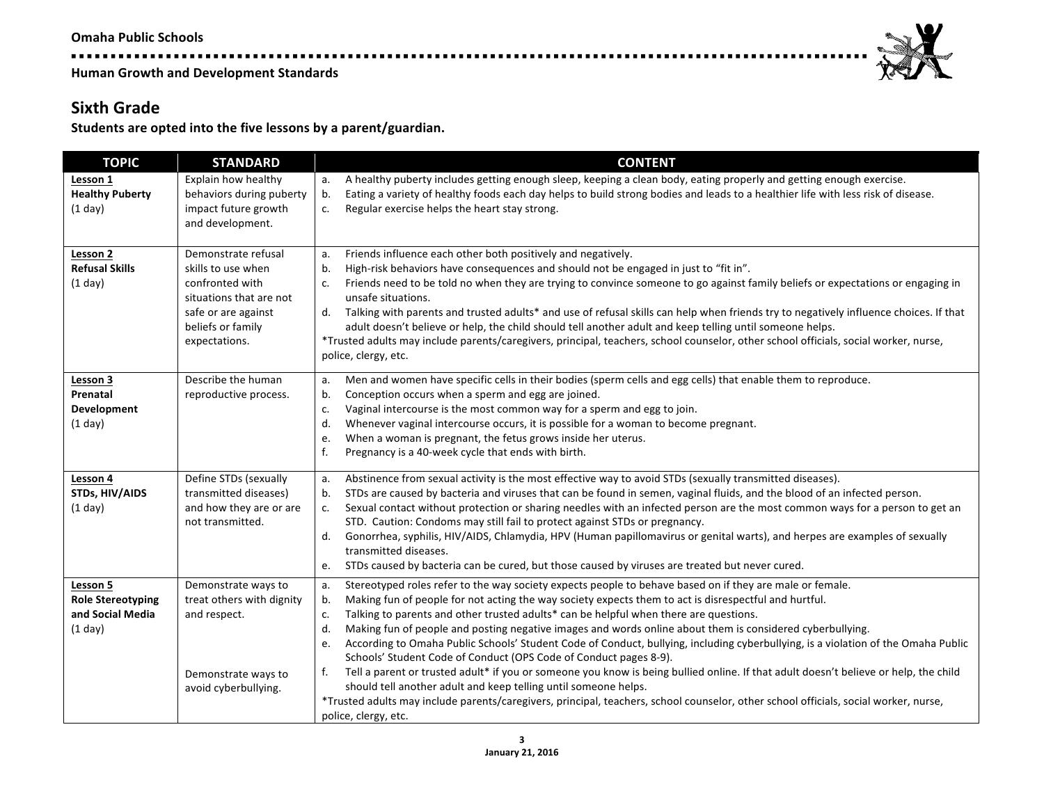Omaha Public Schools

Human Growth and Development Standards

## Sixth Grade

**Students are opted into the five lessons by a parent/guardian.**

| TOPIC | STANDARD | CONTENT |
|---|---|---|
| **Lesson 1**<br>**Healthy Puberty**<br>(1 day) | Explain how healthy behaviors during puberty impact future growth and development. | a. A healthy puberty includes getting enough sleep, keeping a clean body, eating properly and getting enough exercise.<br>b. Eating a variety of healthy foods each day helps to build strong bodies and leads to a healthier life with less risk of disease.<br>c. Regular exercise helps the heart stay strong. |
| **Lesson 2**<br>**Refusal Skills**<br>(1 day) | Demonstrate refusal skills to use when confronted with situations that are not safe or are against beliefs or family expectations. | a. Friends influence each other both positively and negatively.<br>b. High-risk behaviors have consequences and should not be engaged in just to "fit in".<br>c. Friends need to be told no when they are trying to convince someone to go against family beliefs or expectations or engaging in unsafe situations.<br>d. Talking with parents and trusted adults* and use of refusal skills can help when friends try to negatively influence choices. If that adult doesn't believe or help, the child should tell another adult and keep telling until someone helps.<br>*Trusted adults may include parents/caregivers, principal, teachers, school counselor, other school officials, social worker, nurse, police, clergy, etc. |
| **Lesson 3**<br>**Prenatal Development**<br>(1 day) | Describe the human reproductive process. | a. Men and women have specific cells in their bodies (sperm cells and egg cells) that enable them to reproduce.<br>b. Conception occurs when a sperm and egg are joined.<br>c. Vaginal intercourse is the most common way for a sperm and egg to join.<br>d. Whenever vaginal intercourse occurs, it is possible for a woman to become pregnant.<br>e. When a woman is pregnant, the fetus grows inside her uterus.<br>f. Pregnancy is a 40-week cycle that ends with birth. |
| **Lesson 4**<br>**STDs, HIV/AIDS**<br>(1 day) | Define STDs (sexually transmitted diseases) and how they are or are not transmitted. | a. Abstinence from sexual activity is the most effective way to avoid STDs (sexually transmitted diseases).<br>b. STDs are caused by bacteria and viruses that can be found in semen, vaginal fluids, and the blood of an infected person.<br>c. Sexual contact without protection or sharing needles with an infected person are the most common ways for a person to get an STD. Caution: Condoms may still fail to protect against STDs or pregnancy.<br>d. Gonorrhea, syphilis, HIV/AIDS, Chlamydia, HPV (Human papillomavirus or genital warts), and herpes are examples of sexually transmitted diseases.<br>e. STDs caused by bacteria can be cured, but those caused by viruses are treated but never cured. |
| **Lesson 5**<br>**Role Stereotyping and Social Media**<br>(1 day) | Demonstrate ways to treat others with dignity and respect.<br><br>Demonstrate ways to avoid cyberbullying. | a. Stereotyped roles refer to the way society expects people to behave based on if they are male or female.<br>b. Making fun of people for not acting the way society expects them to act is disrespectful and hurtful.<br>c. Talking to parents and other trusted adults* can be helpful when there are questions.<br>d. Making fun of people and posting negative images and words online about them is considered cyberbullying.<br>e. According to Omaha Public Schools' Student Code of Conduct, bullying, including cyberbullying, is a violation of the Omaha Public Schools' Student Code of Conduct (OPS Code of Conduct pages 8-9).<br>f. Tell a parent or trusted adult* if you or someone you know is being bullied online. If that adult doesn't believe or help, the child should tell another adult and keep telling until someone helps.<br>*Trusted adults may include parents/caregivers, principal, teachers, school counselor, other school officials, social worker, nurse, police, clergy, etc. |

January 21, 2016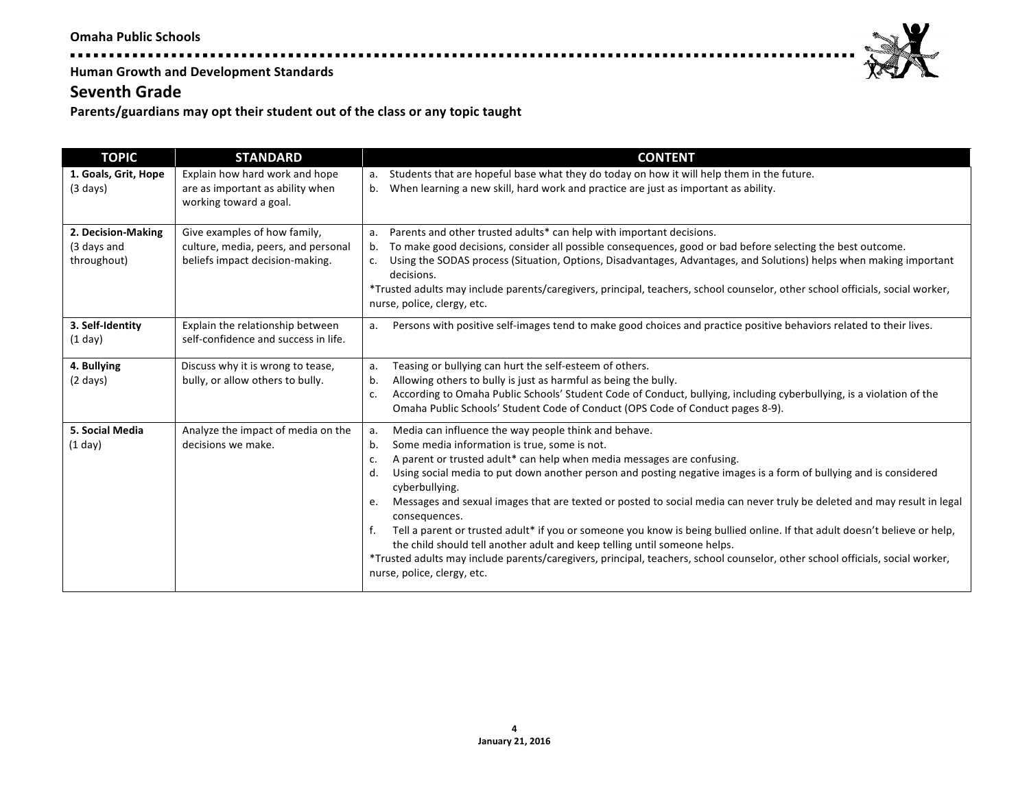**Omaha Public Schools**

**Human Growth and Development Standards**

## Seventh Grade

**Parents/guardians may opt their student out of the class or any topic taught**

| TOPIC | STANDARD | CONTENT |
|---|---|---|
| **1. Goals, Grit, Hope** (3 days) | Explain how hard work and hope are as important as ability when working toward a goal. | a. Students that are hopeful base what they do today on how it will help them in the future.<br>b. When learning a new skill, hard work and practice are just as important as ability. |
| **2. Decision-Making** (3 days and throughout) | Give examples of how family, culture, media, peers, and personal beliefs impact decision-making. | a. Parents and other trusted adults* can help with important decisions.<br>b. To make good decisions, consider all possible consequences, good or bad before selecting the best outcome.<br>c. Using the SODAS process (Situation, Options, Disadvantages, Advantages, and Solutions) helps when making important decisions.<br>*Trusted adults may include parents/caregivers, principal, teachers, school counselor, other school officials, social worker, nurse, police, clergy, etc. |
| **3. Self-Identity** (1 day) | Explain the relationship between self-confidence and success in life. | a. Persons with positive self-images tend to make good choices and practice positive behaviors related to their lives. |
| **4. Bullying** (2 days) | Discuss why it is wrong to tease, bully, or allow others to bully. | a. Teasing or bullying can hurt the self-esteem of others.<br>b. Allowing others to bully is just as harmful as being the bully.<br>c. According to Omaha Public Schools' Student Code of Conduct, bullying, including cyberbullying, is a violation of the Omaha Public Schools' Student Code of Conduct (OPS Code of Conduct pages 8-9). |
| **5. Social Media** (1 day) | Analyze the impact of media on the decisions we make. | a. Media can influence the way people think and behave.<br>b. Some media information is true, some is not.<br>c. A parent or trusted adult* can help when media messages are confusing.<br>d. Using social media to put down another person and posting negative images is a form of bullying and is considered cyberbullying.<br>e. Messages and sexual images that are texted or posted to social media can never truly be deleted and may result in legal consequences.<br>f. Tell a parent or trusted adult* if you or someone you know is being bullied online. If that adult doesn't believe or help, the child should tell another adult and keep telling until someone helps.<br>*Trusted adults may include parents/caregivers, principal, teachers, school counselor, other school officials, social worker, nurse, police, clergy, etc. |

January 21, 2016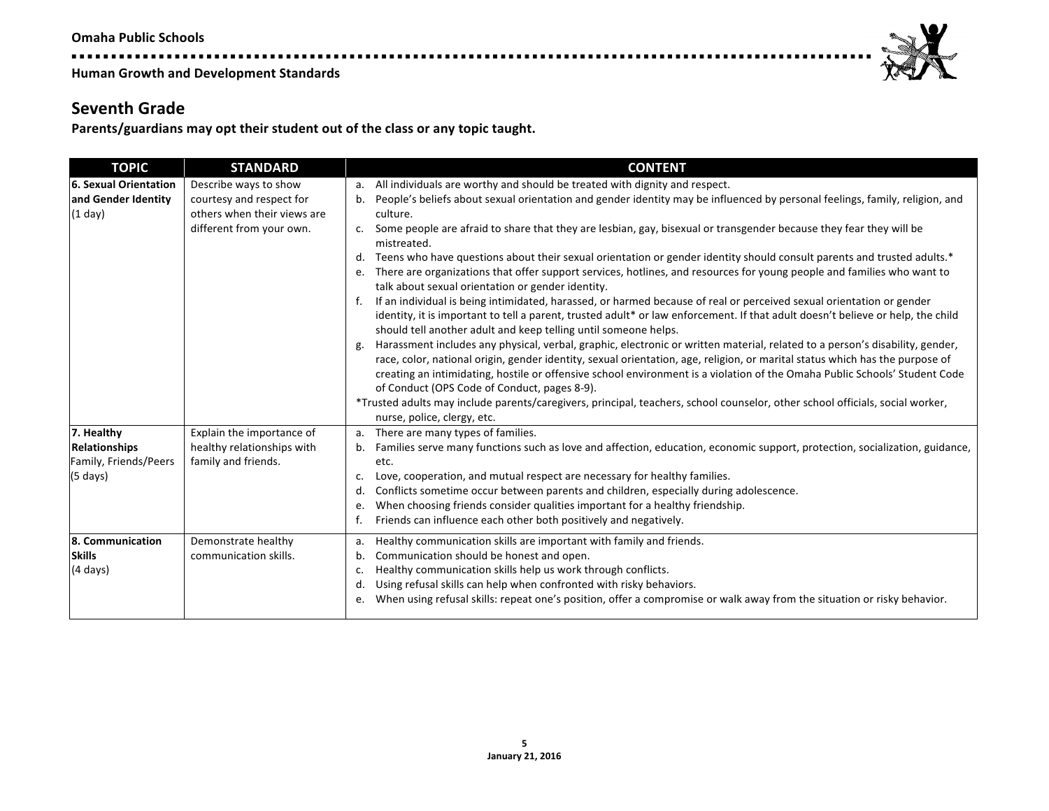## Seventh Grade

**Parents/guardians may opt their student out of the class or any topic taught.**

| TOPIC | STANDARD | CONTENT |
|---|---|---|
| **6. Sexual Orientation and Gender Identity** (1 day) | Describe ways to show courtesy and respect for others when their views are different from your own. | a. All individuals are worthy and should be treated with dignity and respect.<br>b. People's beliefs about sexual orientation and gender identity may be influenced by personal feelings, family, religion, and culture.<br>c. Some people are afraid to share that they are lesbian, gay, bisexual or transgender because they fear they will be mistreated.<br>d. Teens who have questions about their sexual orientation or gender identity should consult parents and trusted adults.*<br>e. There are organizations that offer support services, hotlines, and resources for young people and families who want to talk about sexual orientation or gender identity.<br>f. If an individual is being intimidated, harassed, or harmed because of real or perceived sexual orientation or gender identity, it is important to tell a parent, trusted adult* or law enforcement. If that adult doesn't believe or help, the child should tell another adult and keep telling until someone helps.<br>g. Harassment includes any physical, verbal, graphic, electronic or written material, related to a person's disability, gender, race, color, national origin, gender identity, sexual orientation, age, religion, or marital status which has the purpose of creating an intimidating, hostile or offensive school environment is a violation of the Omaha Public Schools' Student Code of Conduct (OPS Code of Conduct, pages 8-9).<br>*Trusted adults may include parents/caregivers, principal, teachers, school counselor, other school officials, social worker, nurse, police, clergy, etc. |
| **7. Healthy Relationships** Family, Friends/Peers (5 days) | Explain the importance of healthy relationships with family and friends. | a. There are many types of families.<br>b. Families serve many functions such as love and affection, education, economic support, protection, socialization, guidance, etc.<br>c. Love, cooperation, and mutual respect are necessary for healthy families.<br>d. Conflicts sometime occur between parents and children, especially during adolescence.<br>e. When choosing friends consider qualities important for a healthy friendship.<br>f. Friends can influence each other both positively and negatively. |
| **8. Communication Skills** (4 days) | Demonstrate healthy communication skills. | a. Healthy communication skills are important with family and friends.<br>b. Communication should be honest and open.<br>c. Healthy communication skills help us work through conflicts.<br>d. Using refusal skills can help when confronted with risky behaviors.<br>e. When using refusal skills: repeat one's position, offer a compromise or walk away from the situation or risky behavior. |

January 21, 2016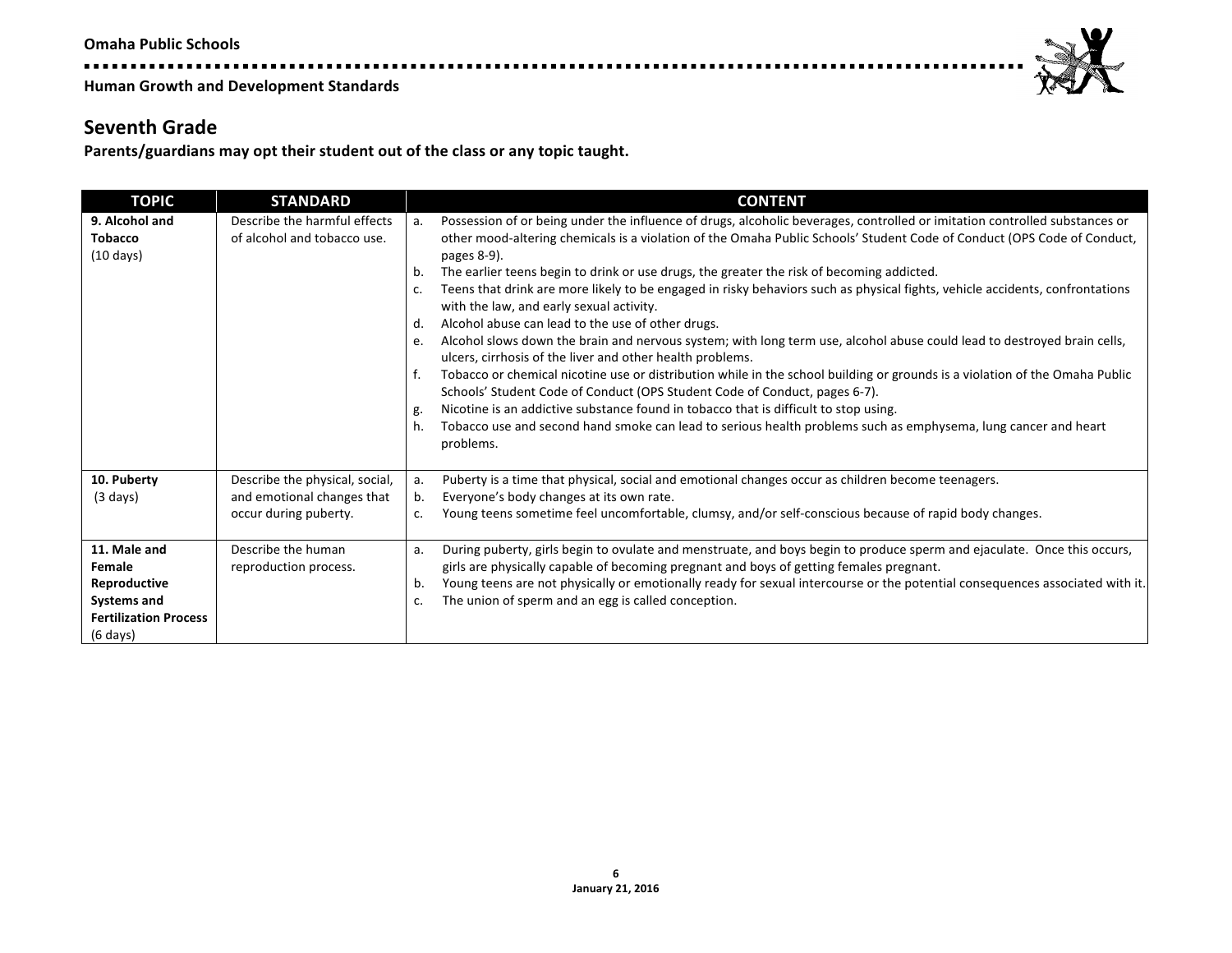## Seventh Grade

**Parents/guardians may opt their student out of the class or any topic taught.**

| TOPIC | STANDARD | CONTENT |
| --- | --- | --- |
| **9. Alcohol and Tobacco** (10 days) | Describe the harmful effects of alcohol and tobacco use. | a. Possession of or being under the influence of drugs, alcoholic beverages, controlled or imitation controlled substances or other mood-altering chemicals is a violation of the Omaha Public Schools' Student Code of Conduct (OPS Code of Conduct, pages 8-9).<br>b. The earlier teens begin to drink or use drugs, the greater the risk of becoming addicted.<br>c. Teens that drink are more likely to be engaged in risky behaviors such as physical fights, vehicle accidents, confrontations with the law, and early sexual activity.<br>d. Alcohol abuse can lead to the use of other drugs.<br>e. Alcohol slows down the brain and nervous system; with long term use, alcohol abuse could lead to destroyed brain cells, ulcers, cirrhosis of the liver and other health problems.<br>f. Tobacco or chemical nicotine use or distribution while in the school building or grounds is a violation of the Omaha Public Schools' Student Code of Conduct (OPS Student Code of Conduct, pages 6-7).<br>g. Nicotine is an addictive substance found in tobacco that is difficult to stop using.<br>h. Tobacco use and second hand smoke can lead to serious health problems such as emphysema, lung cancer and heart problems. |
| **10. Puberty** (3 days) | Describe the physical, social, and emotional changes that occur during puberty. | a. Puberty is a time that physical, social and emotional changes occur as children become teenagers.<br>b. Everyone's body changes at its own rate.<br>c. Young teens sometime feel uncomfortable, clumsy, and/or self-conscious because of rapid body changes. |
| **11. Male and Female Reproductive Systems and Fertilization Process** (6 days) | Describe the human reproduction process. | a. During puberty, girls begin to ovulate and menstruate, and boys begin to produce sperm and ejaculate. Once this occurs, girls are physically capable of becoming pregnant and boys of getting females pregnant.<br>b. Young teens are not physically or emotionally ready for sexual intercourse or the potential consequences associated with it.<br>c. The union of sperm and an egg is called conception. |

January 21, 2016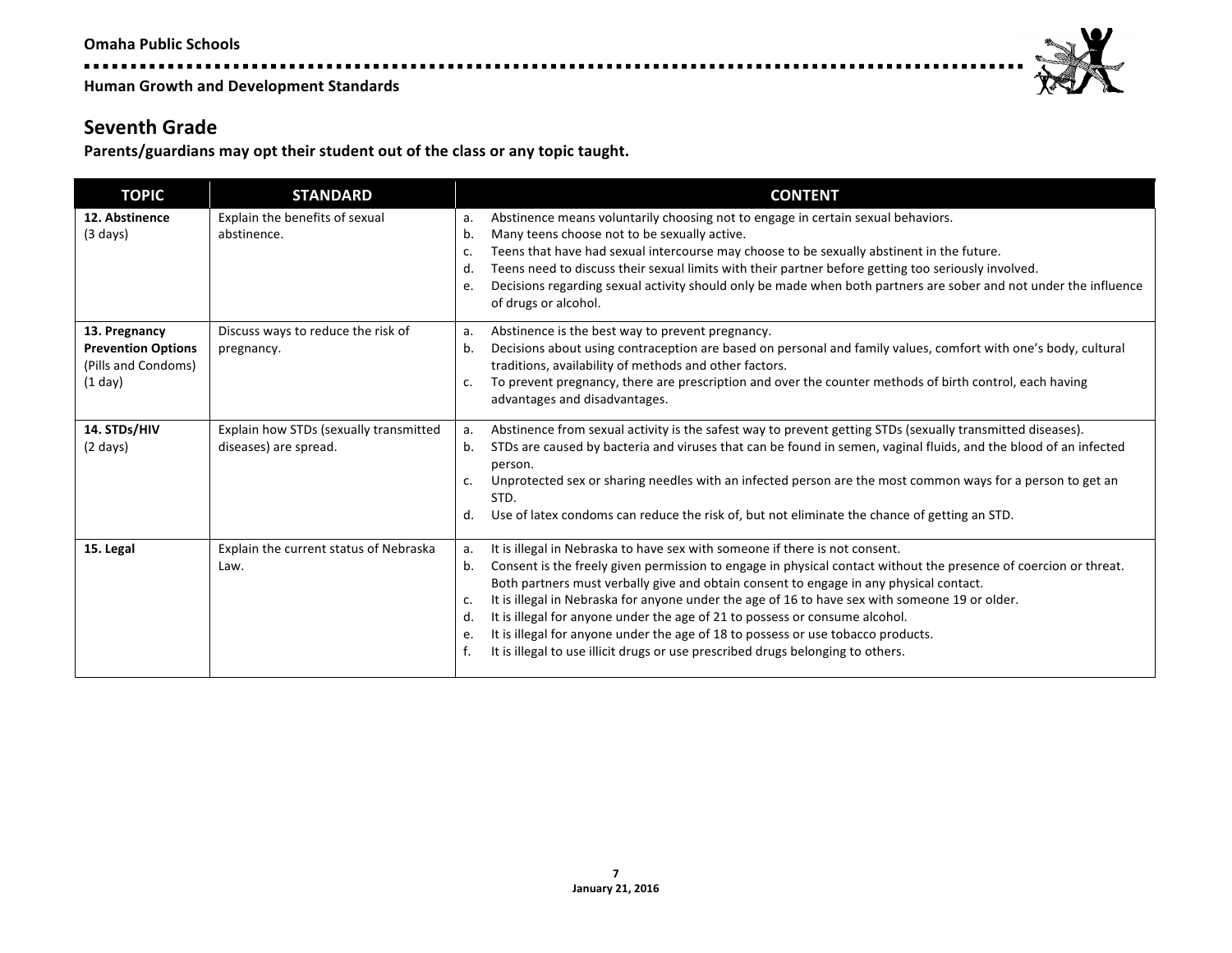## Seventh Grade

**Parents/guardians may opt their student out of the class or any topic taught.**

| TOPIC | STANDARD | CONTENT |
|---|---|---|
| **12. Abstinence** (3 days) | Explain the benefits of sexual abstinence. | a. Abstinence means voluntarily choosing not to engage in certain sexual behaviors.<br>b. Many teens choose not to be sexually active.<br>c. Teens that have had sexual intercourse may choose to be sexually abstinent in the future.<br>d. Teens need to discuss their sexual limits with their partner before getting too seriously involved.<br>e. Decisions regarding sexual activity should only be made when both partners are sober and not under the influence of drugs or alcohol. |
| **13. Pregnancy Prevention Options** (Pills and Condoms) (1 day) | Discuss ways to reduce the risk of pregnancy. | a. Abstinence is the best way to prevent pregnancy.<br>b. Decisions about using contraception are based on personal and family values, comfort with one's body, cultural traditions, availability of methods and other factors.<br>c. To prevent pregnancy, there are prescription and over the counter methods of birth control, each having advantages and disadvantages. |
| **14. STDs/HIV** (2 days) | Explain how STDs (sexually transmitted diseases) are spread. | a. Abstinence from sexual activity is the safest way to prevent getting STDs (sexually transmitted diseases).<br>b. STDs are caused by bacteria and viruses that can be found in semen, vaginal fluids, and the blood of an infected person.<br>c. Unprotected sex or sharing needles with an infected person are the most common ways for a person to get an STD.<br>d. Use of latex condoms can reduce the risk of, but not eliminate the chance of getting an STD. |
| **15. Legal** | Explain the current status of Nebraska Law. | a. It is illegal in Nebraska to have sex with someone if there is not consent.<br>b. Consent is the freely given permission to engage in physical contact without the presence of coercion or threat. Both partners must verbally give and obtain consent to engage in any physical contact.<br>c. It is illegal in Nebraska for anyone under the age of 16 to have sex with someone 19 or older.<br>d. It is illegal for anyone under the age of 21 to possess or consume alcohol.<br>e. It is illegal for anyone under the age of 18 to possess or use tobacco products.<br>f. It is illegal to use illicit drugs or use prescribed drugs belonging to others. |

January 21, 2016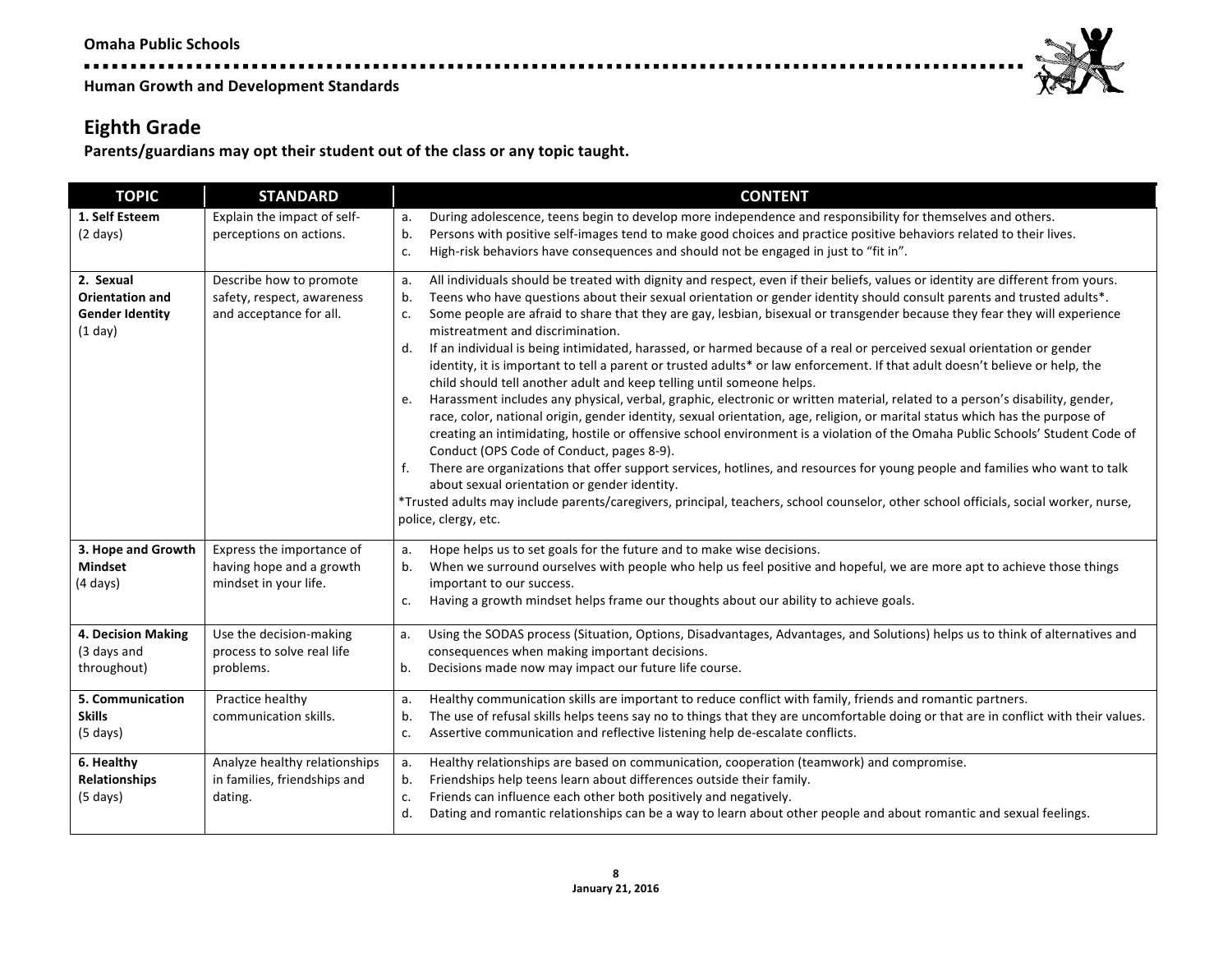## Eighth Grade

**Parents/guardians may opt their student out of the class or any topic taught.**

| TOPIC | STANDARD | CONTENT |
|---|---|---|
| **1. Self Esteem** (2 days) | Explain the impact of self-perceptions on actions. | a. During adolescence, teens begin to develop more independence and responsibility for themselves and others.<br>b. Persons with positive self-images tend to make good choices and practice positive behaviors related to their lives.<br>c. High-risk behaviors have consequences and should not be engaged in just to "fit in". |
| **2. Sexual Orientation and Gender Identity** (1 day) | Describe how to promote safety, respect, awareness and acceptance for all. | a. All individuals should be treated with dignity and respect, even if their beliefs, values or identity are different from yours.<br>b. Teens who have questions about their sexual orientation or gender identity should consult parents and trusted adults*.<br>c. Some people are afraid to share that they are gay, lesbian, bisexual or transgender because they fear they will experience mistreatment and discrimination.<br>d. If an individual is being intimidated, harassed, or harmed because of a real or perceived sexual orientation or gender identity, it is important to tell a parent or trusted adults* or law enforcement. If that adult doesn't believe or help, the child should tell another adult and keep telling until someone helps.<br>e. Harassment includes any physical, verbal, graphic, electronic or written material, related to a person's disability, gender, race, color, national origin, gender identity, sexual orientation, age, religion, or marital status which has the purpose of creating an intimidating, hostile or offensive school environment is a violation of the Omaha Public Schools' Student Code of Conduct (OPS Code of Conduct, pages 8-9).<br>f. There are organizations that offer support services, hotlines, and resources for young people and families who want to talk about sexual orientation or gender identity.<br>*Trusted adults may include parents/caregivers, principal, teachers, school counselor, other school officials, social worker, nurse, police, clergy, etc. |
| **3. Hope and Growth Mindset** (4 days) | Express the importance of having hope and a growth mindset in your life. | a. Hope helps us to set goals for the future and to make wise decisions.<br>b. When we surround ourselves with people who help us feel positive and hopeful, we are more apt to achieve those things important to our success.<br>c. Having a growth mindset helps frame our thoughts about our ability to achieve goals. |
| **4. Decision Making** (3 days and throughout) | Use the decision-making process to solve real life problems. | a. Using the SODAS process (Situation, Options, Disadvantages, Advantages, and Solutions) helps us to think of alternatives and consequences when making important decisions.<br>b. Decisions made now may impact our future life course. |
| **5. Communication Skills** (5 days) | Practice healthy communication skills. | a. Healthy communication skills are important to reduce conflict with family, friends and romantic partners.<br>b. The use of refusal skills helps teens say no to things that they are uncomfortable doing or that are in conflict with their values.<br>c. Assertive communication and reflective listening help de-escalate conflicts. |
| **6. Healthy Relationships** (5 days) | Analyze healthy relationships in families, friendships and dating. | a. Healthy relationships are based on communication, cooperation (teamwork) and compromise.<br>b. Friendships help teens learn about differences outside their family.<br>c. Friends can influence each other both positively and negatively.<br>d. Dating and romantic relationships can be a way to learn about other people and about romantic and sexual feelings. |

January 21, 2016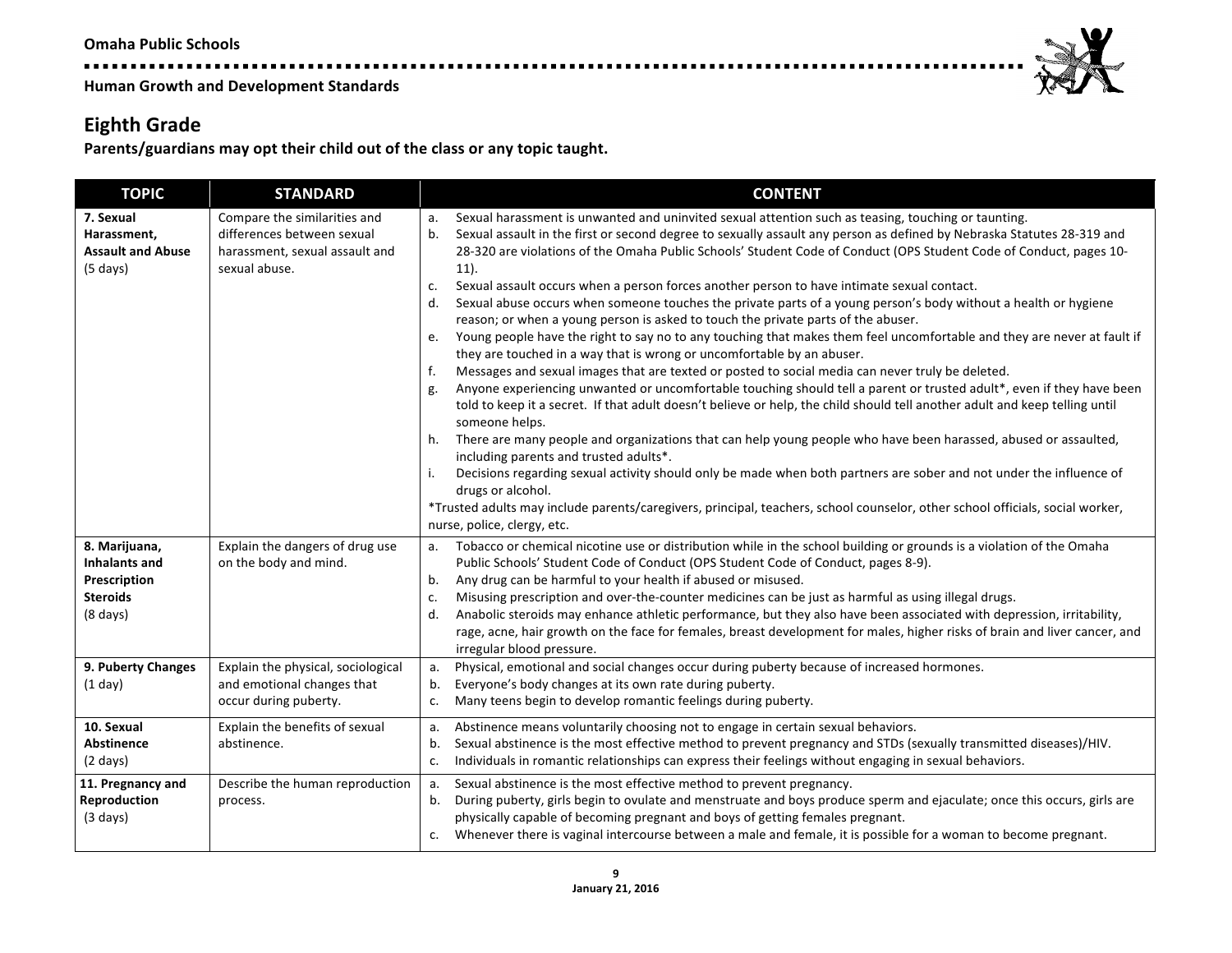## Eighth Grade

**Parents/guardians may opt their child out of the class or any topic taught.**

| TOPIC | STANDARD | CONTENT |
|---|---|---|
| **7. Sexual Harassment, Assault and Abuse** (5 days) | Compare the similarities and differences between sexual harassment, sexual assault and sexual abuse. | a. Sexual harassment is unwanted and uninvited sexual attention such as teasing, touching or taunting.<br>b. Sexual assault in the first or second degree to sexually assault any person as defined by Nebraska Statutes 28-319 and 28-320 are violations of the Omaha Public Schools' Student Code of Conduct (OPS Student Code of Conduct, pages 10-11).<br>c. Sexual assault occurs when a person forces another person to have intimate sexual contact.<br>d. Sexual abuse occurs when someone touches the private parts of a young person's body without a health or hygiene reason; or when a young person is asked to touch the private parts of the abuser.<br>e. Young people have the right to say no to any touching that makes them feel uncomfortable and they are never at fault if they are touched in a way that is wrong or uncomfortable by an abuser.<br>f. Messages and sexual images that are texted or posted to social media can never truly be deleted.<br>g. Anyone experiencing unwanted or uncomfortable touching should tell a parent or trusted adult*, even if they have been told to keep it a secret. If that adult doesn't believe or help, the child should tell another adult and keep telling until someone helps.<br>h. There are many people and organizations that can help young people who have been harassed, abused or assaulted, including parents and trusted adults*.<br>i. Decisions regarding sexual activity should only be made when both partners are sober and not under the influence of drugs or alcohol.<br>*Trusted adults may include parents/caregivers, principal, teachers, school counselor, other school officials, social worker, nurse, police, clergy, etc. |
| **8. Marijuana, Inhalants and Prescription Steroids** (8 days) | Explain the dangers of drug use on the body and mind. | a. Tobacco or chemical nicotine use or distribution while in the school building or grounds is a violation of the Omaha Public Schools' Student Code of Conduct (OPS Student Code of Conduct, pages 8-9).<br>b. Any drug can be harmful to your health if abused or misused.<br>c. Misusing prescription and over-the-counter medicines can be just as harmful as using illegal drugs.<br>d. Anabolic steroids may enhance athletic performance, but they also have been associated with depression, irritability, rage, acne, hair growth on the face for females, breast development for males, higher risks of brain and liver cancer, and irregular blood pressure. |
| **9. Puberty Changes** (1 day) | Explain the physical, sociological and emotional changes that occur during puberty. | a. Physical, emotional and social changes occur during puberty because of increased hormones.<br>b. Everyone's body changes at its own rate during puberty.<br>c. Many teens begin to develop romantic feelings during puberty. |
| **10. Sexual Abstinence** (2 days) | Explain the benefits of sexual abstinence. | a. Abstinence means voluntarily choosing not to engage in certain sexual behaviors.<br>b. Sexual abstinence is the most effective method to prevent pregnancy and STDs (sexually transmitted diseases)/HIV.<br>c. Individuals in romantic relationships can express their feelings without engaging in sexual behaviors. |
| **11. Pregnancy and Reproduction** (3 days) | Describe the human reproduction process. | a. Sexual abstinence is the most effective method to prevent pregnancy.<br>b. During puberty, girls begin to ovulate and menstruate and boys produce sperm and ejaculate; once this occurs, girls are physically capable of becoming pregnant and boys of getting females pregnant.<br>c. Whenever there is vaginal intercourse between a male and female, it is possible for a woman to become pregnant. |

January 21, 2016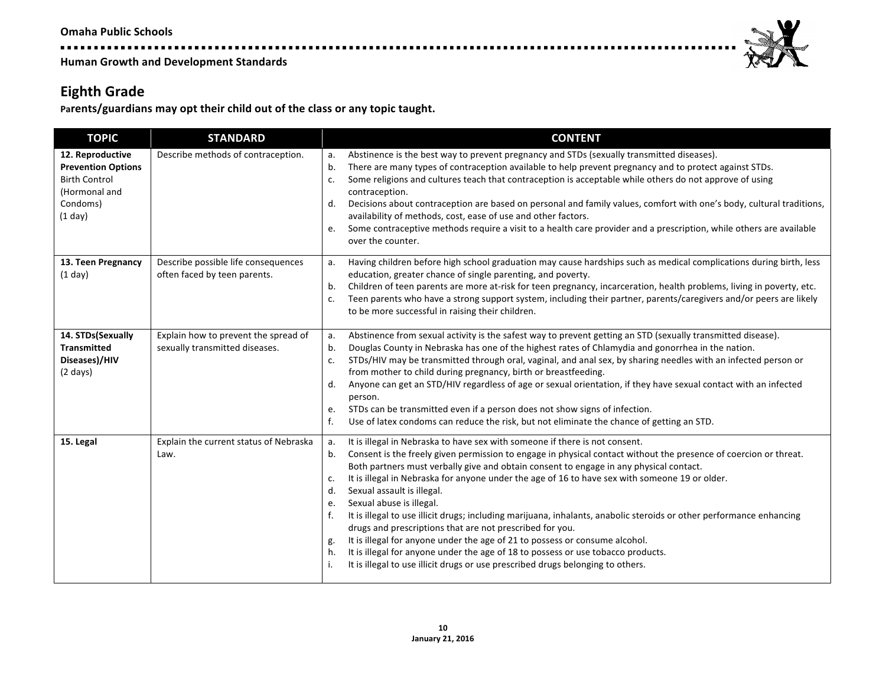## Eighth Grade

**Parents/guardians may opt their child out of the class or any topic taught.**

| TOPIC | STANDARD | CONTENT |
|---|---|---|
| **12. Reproductive Prevention Options** Birth Control (Hormonal and Condoms) (1 day) | Describe methods of contraception. | a. Abstinence is the best way to prevent pregnancy and STDs (sexually transmitted diseases).<br>b. There are many types of contraception available to help prevent pregnancy and to protect against STDs.<br>c. Some religions and cultures teach that contraception is acceptable while others do not approve of using contraception.<br>d. Decisions about contraception are based on personal and family values, comfort with one's body, cultural traditions, availability of methods, cost, ease of use and other factors.<br>e. Some contraceptive methods require a visit to a health care provider and a prescription, while others are available over the counter. |
| **13. Teen Pregnancy** (1 day) | Describe possible life consequences often faced by teen parents. | a. Having children before high school graduation may cause hardships such as medical complications during birth, less education, greater chance of single parenting, and poverty.<br>b. Children of teen parents are more at-risk for teen pregnancy, incarceration, health problems, living in poverty, etc.<br>c. Teen parents who have a strong support system, including their partner, parents/caregivers and/or peers are likely to be more successful in raising their children. |
| **14. STDs(Sexually Transmitted Diseases)/HIV** (2 days) | Explain how to prevent the spread of sexually transmitted diseases. | a. Abstinence from sexual activity is the safest way to prevent getting an STD (sexually transmitted disease).<br>b. Douglas County in Nebraska has one of the highest rates of Chlamydia and gonorrhea in the nation.<br>c. STDs/HIV may be transmitted through oral, vaginal, and anal sex, by sharing needles with an infected person or from mother to child during pregnancy, birth or breastfeeding.<br>d. Anyone can get an STD/HIV regardless of age or sexual orientation, if they have sexual contact with an infected person.<br>e. STDs can be transmitted even if a person does not show signs of infection.<br>f. Use of latex condoms can reduce the risk, but not eliminate the chance of getting an STD. |
| **15. Legal** | Explain the current status of Nebraska Law. | a. It is illegal in Nebraska to have sex with someone if there is not consent.<br>b. Consent is the freely given permission to engage in physical contact without the presence of coercion or threat. Both partners must verbally give and obtain consent to engage in any physical contact.<br>c. It is illegal in Nebraska for anyone under the age of 16 to have sex with someone 19 or older.<br>d. Sexual assault is illegal.<br>e. Sexual abuse is illegal.<br>f. It is illegal to use illicit drugs; including marijuana, inhalants, anabolic steroids or other performance enhancing drugs and prescriptions that are not prescribed for you.<br>g. It is illegal for anyone under the age of 21 to possess or consume alcohol.<br>h. It is illegal for anyone under the age of 18 to possess or use tobacco products.<br>i. It is illegal to use illicit drugs or use prescribed drugs belonging to others. |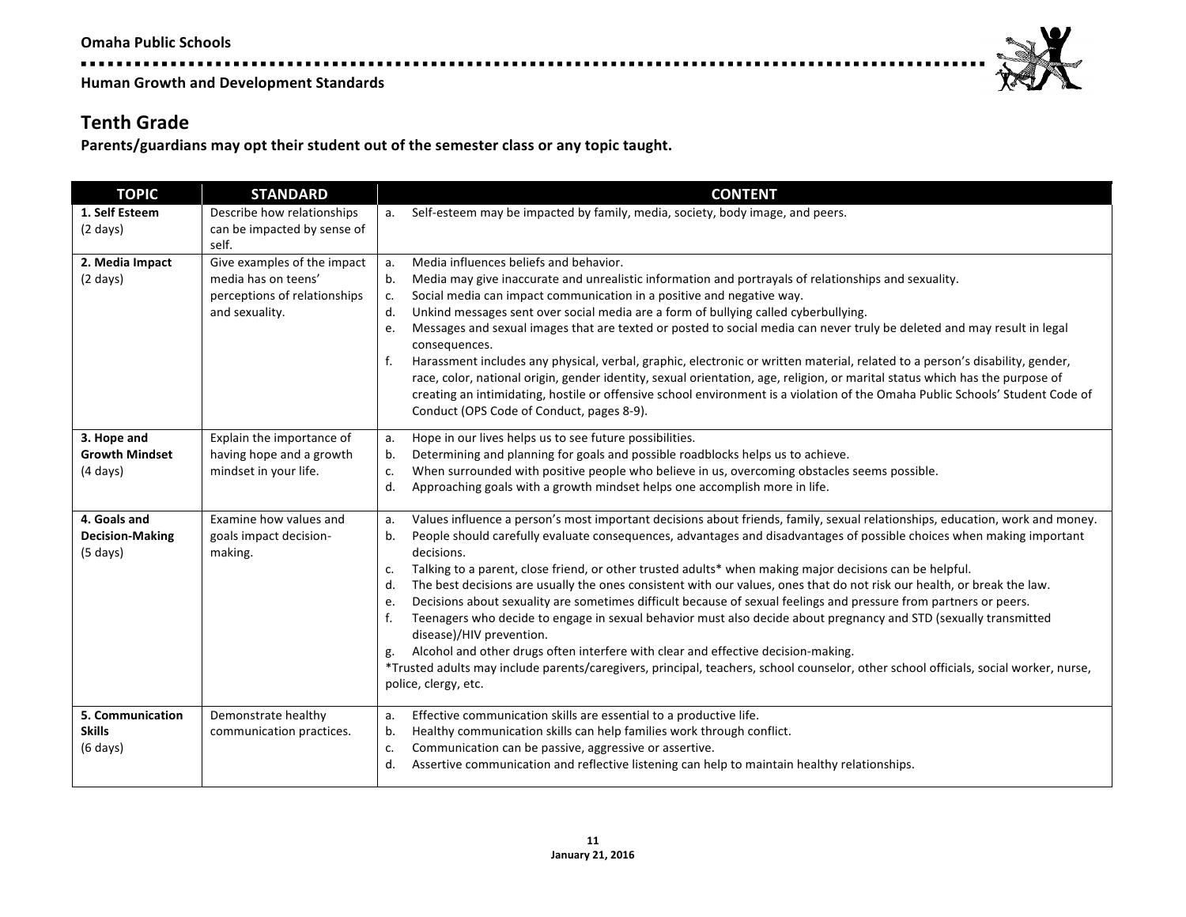## Tenth Grade

**Parents/guardians may opt their student out of the semester class or any topic taught.**

| TOPIC | STANDARD | CONTENT |
|---|---|---|
| **1. Self Esteem** (2 days) | Describe how relationships can be impacted by sense of self. | a. Self-esteem may be impacted by family, media, society, body image, and peers. |
| **2. Media Impact** (2 days) | Give examples of the impact media has on teens' perceptions of relationships and sexuality. | a. Media influences beliefs and behavior.<br>b. Media may give inaccurate and unrealistic information and portrayals of relationships and sexuality.<br>c. Social media can impact communication in a positive and negative way.<br>d. Unkind messages sent over social media are a form of bullying called cyberbullying.<br>e. Messages and sexual images that are texted or posted to social media can never truly be deleted and may result in legal consequences.<br>f. Harassment includes any physical, verbal, graphic, electronic or written material, related to a person's disability, gender, race, color, national origin, gender identity, sexual orientation, age, religion, or marital status which has the purpose of creating an intimidating, hostile or offensive school environment is a violation of the Omaha Public Schools' Student Code of Conduct (OPS Code of Conduct, pages 8-9). |
| **3. Hope and Growth Mindset** (4 days) | Explain the importance of having hope and a growth mindset in your life. | a. Hope in our lives helps us to see future possibilities.<br>b. Determining and planning for goals and possible roadblocks helps us to achieve.<br>c. When surrounded with positive people who believe in us, overcoming obstacles seems possible.<br>d. Approaching goals with a growth mindset helps one accomplish more in life. |
| **4. Goals and Decision-Making** (5 days) | Examine how values and goals impact decision-making. | a. Values influence a person's most important decisions about friends, family, sexual relationships, education, work and money.<br>b. People should carefully evaluate consequences, advantages and disadvantages of possible choices when making important decisions.<br>c. Talking to a parent, close friend, or other trusted adults* when making major decisions can be helpful.<br>d. The best decisions are usually the ones consistent with our values, ones that do not risk our health, or break the law.<br>e. Decisions about sexuality are sometimes difficult because of sexual feelings and pressure from partners or peers.<br>f. Teenagers who decide to engage in sexual behavior must also decide about pregnancy and STD (sexually transmitted disease)/HIV prevention.<br>g. Alcohol and other drugs often interfere with clear and effective decision-making.<br>*Trusted adults may include parents/caregivers, principal, teachers, school counselor, other school officials, social worker, nurse, police, clergy, etc. |
| **5. Communication Skills** (6 days) | Demonstrate healthy communication practices. | a. Effective communication skills are essential to a productive life.<br>b. Healthy communication skills can help families work through conflict.<br>c. Communication can be passive, aggressive or assertive.<br>d. Assertive communication and reflective listening can help to maintain healthy relationships. |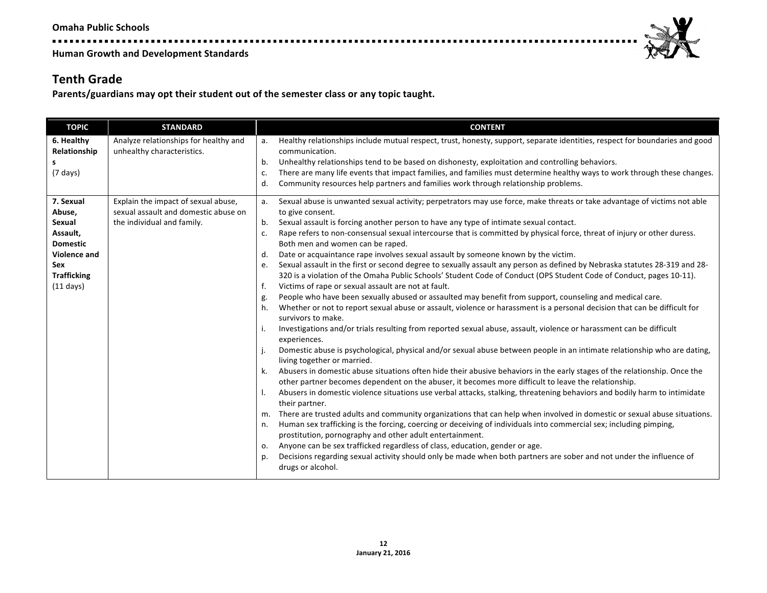## Tenth Grade

**Parents/guardians may opt their student out of the semester class or any topic taught.**

| TOPIC | STANDARD | CONTENT |
|---|---|---|
| **6. Healthy Relationships** (7 days) | Analyze relationships for healthy and unhealthy characteristics. | a. Healthy relationships include mutual respect, trust, honesty, support, separate identities, respect for boundaries and good communication.<br>b. Unhealthy relationships tend to be based on dishonesty, exploitation and controlling behaviors.<br>c. There are many life events that impact families, and families must determine healthy ways to work through these changes.<br>d. Community resources help partners and families work through relationship problems. |
| **7. Sexual Abuse, Sexual Assault, Domestic Violence and Sex Trafficking** (11 days) | Explain the impact of sexual abuse, sexual assault and domestic abuse on the individual and family. | a. Sexual abuse is unwanted sexual activity; perpetrators may use force, make threats or take advantage of victims not able to give consent.<br>b. Sexual assault is forcing another person to have any type of intimate sexual contact.<br>c. Rape refers to non-consensual sexual intercourse that is committed by physical force, threat of injury or other duress. Both men and women can be raped.<br>d. Date or acquaintance rape involves sexual assault by someone known by the victim.<br>e. Sexual assault in the first or second degree to sexually assault any person as defined by Nebraska statutes 28-319 and 28-320 is a violation of the Omaha Public Schools' Student Code of Conduct (OPS Student Code of Conduct, pages 10-11).<br>f. Victims of rape or sexual assault are not at fault.<br>g. People who have been sexually abused or assaulted may benefit from support, counseling and medical care.<br>h. Whether or not to report sexual abuse or assault, violence or harassment is a personal decision that can be difficult for survivors to make.<br>i. Investigations and/or trials resulting from reported sexual abuse, assault, violence or harassment can be difficult experiences.<br>j. Domestic abuse is psychological, physical and/or sexual abuse between people in an intimate relationship who are dating, living together or married.<br>k. Abusers in domestic abuse situations often hide their abusive behaviors in the early stages of the relationship. Once the other partner becomes dependent on the abuser, it becomes more difficult to leave the relationship.<br>l. Abusers in domestic violence situations use verbal attacks, stalking, threatening behaviors and bodily harm to intimidate their partner.<br>m. There are trusted adults and community organizations that can help when involved in domestic or sexual abuse situations.<br>n. Human sex trafficking is the forcing, coercing or deceiving of individuals into commercial sex; including pimping, prostitution, pornography and other adult entertainment.<br>o. Anyone can be sex trafficked regardless of class, education, gender or age.<br>p. Decisions regarding sexual activity should only be made when both partners are sober and not under the influence of drugs or alcohol. |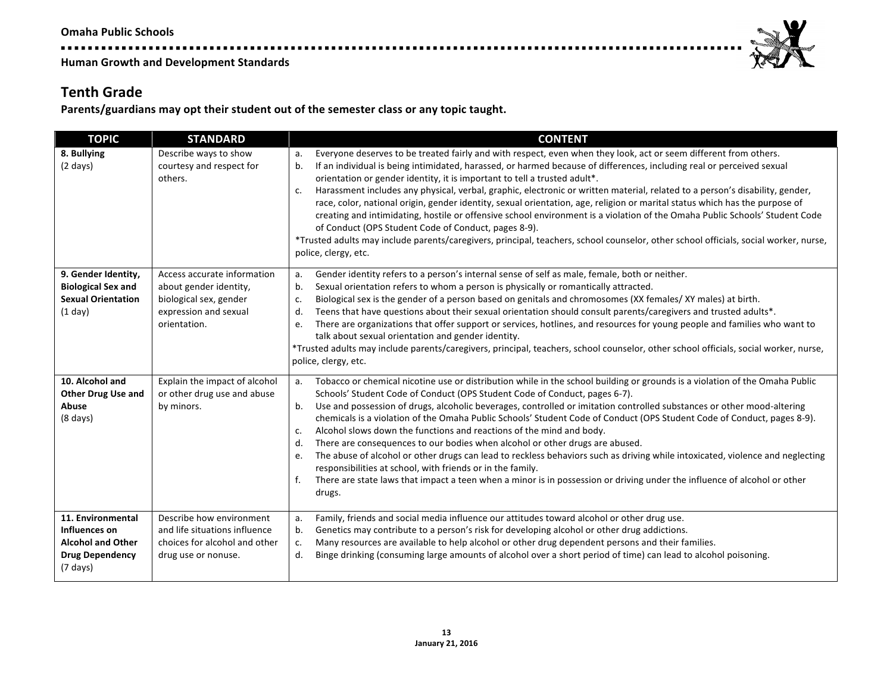## Tenth Grade

**Parents/guardians may opt their student out of the semester class or any topic taught.**

| TOPIC | STANDARD | CONTENT |
| --- | --- | --- |
| **8. Bullying** (2 days) | Describe ways to show courtesy and respect for others. | a. Everyone deserves to be treated fairly and with respect, even when they look, act or seem different from others.<br>b. If an individual is being intimidated, harassed, or harmed because of differences, including real or perceived sexual orientation or gender identity, it is important to tell a trusted adult*.<br>c. Harassment includes any physical, verbal, graphic, electronic or written material, related to a person's disability, gender, race, color, national origin, gender identity, sexual orientation, age, religion or marital status which has the purpose of creating and intimidating, hostile or offensive school environment is a violation of the Omaha Public Schools' Student Code of Conduct (OPS Student Code of Conduct, pages 8-9).<br>*Trusted adults may include parents/caregivers, principal, teachers, school counselor, other school officials, social worker, nurse, police, clergy, etc. |
| **9. Gender Identity, Biological Sex and Sexual Orientation** (1 day) | Access accurate information about gender identity, biological sex, gender expression and sexual orientation. | a. Gender identity refers to a person's internal sense of self as male, female, both or neither.<br>b. Sexual orientation refers to whom a person is physically or romantically attracted.<br>c. Biological sex is the gender of a person based on genitals and chromosomes (XX females/ XY males) at birth.<br>d. Teens that have questions about their sexual orientation should consult parents/caregivers and trusted adults*.<br>e. There are organizations that offer support or services, hotlines, and resources for young people and families who want to talk about sexual orientation and gender identity.<br>*Trusted adults may include parents/caregivers, principal, teachers, school counselor, other school officials, social worker, nurse, police, clergy, etc. |
| **10. Alcohol and Other Drug Use and Abuse** (8 days) | Explain the impact of alcohol or other drug use and abuse by minors. | a. Tobacco or chemical nicotine use or distribution while in the school building or grounds is a violation of the Omaha Public Schools' Student Code of Conduct (OPS Student Code of Conduct, pages 6-7).<br>b. Use and possession of drugs, alcoholic beverages, controlled or imitation controlled substances or other mood-altering chemicals is a violation of the Omaha Public Schools' Student Code of Conduct (OPS Student Code of Conduct, pages 8-9).<br>c. Alcohol slows down the functions and reactions of the mind and body.<br>d. There are consequences to our bodies when alcohol or other drugs are abused.<br>e. The abuse of alcohol or other drugs can lead to reckless behaviors such as driving while intoxicated, violence and neglecting responsibilities at school, with friends or in the family.<br>f. There are state laws that impact a teen when a minor is in possession or driving under the influence of alcohol or other drugs. |
| **11. Environmental Influences on Alcohol and Other Drug Dependency** (7 days) | Describe how environment and life situations influence choices for alcohol and other drug use or nonuse. | a. Family, friends and social media influence our attitudes toward alcohol or other drug use.<br>b. Genetics may contribute to a person's risk for developing alcohol or other drug addictions.<br>c. Many resources are available to help alcohol or other drug dependent persons and their families.<br>d. Binge drinking (consuming large amounts of alcohol over a short period of time) can lead to alcohol poisoning. |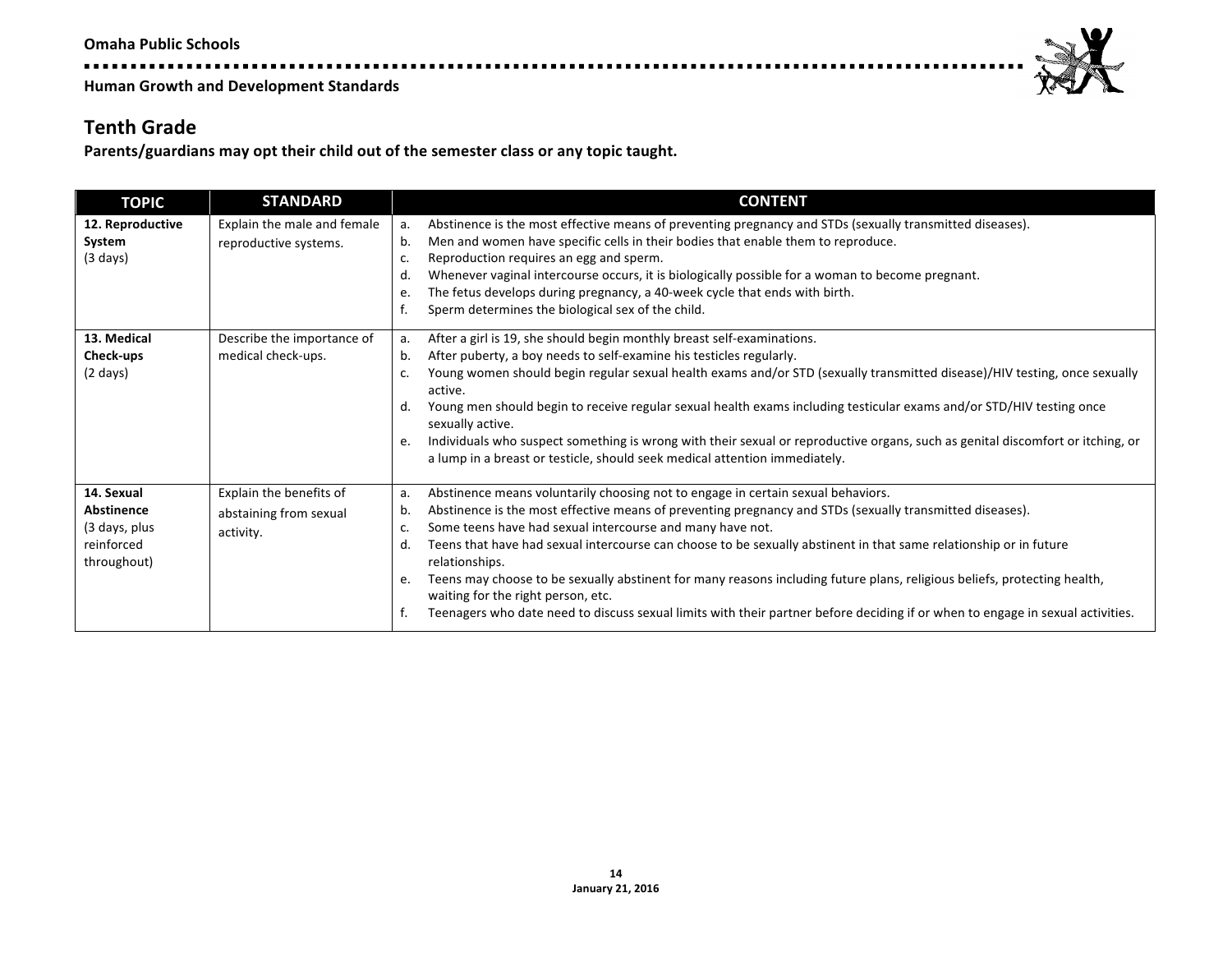## Tenth Grade

**Parents/guardians may opt their child out of the semester class or any topic taught.**

| TOPIC | STANDARD | CONTENT |
|---|---|---|
| **12. Reproductive System** (3 days) | Explain the male and female reproductive systems. | a. Abstinence is the most effective means of preventing pregnancy and STDs (sexually transmitted diseases).<br>b. Men and women have specific cells in their bodies that enable them to reproduce.<br>c. Reproduction requires an egg and sperm.<br>d. Whenever vaginal intercourse occurs, it is biologically possible for a woman to become pregnant.<br>e. The fetus develops during pregnancy, a 40-week cycle that ends with birth.<br>f. Sperm determines the biological sex of the child. |
| **13. Medical Check-ups** (2 days) | Describe the importance of medical check-ups. | a. After a girl is 19, she should begin monthly breast self-examinations.<br>b. After puberty, a boy needs to self-examine his testicles regularly.<br>c. Young women should begin regular sexual health exams and/or STD (sexually transmitted disease)/HIV testing, once sexually active.<br>d. Young men should begin to receive regular sexual health exams including testicular exams and/or STD/HIV testing once sexually active.<br>e. Individuals who suspect something is wrong with their sexual or reproductive organs, such as genital discomfort or itching, or a lump in a breast or testicle, should seek medical attention immediately. |
| **14. Sexual Abstinence** (3 days, plus reinforced throughout) | Explain the benefits of abstaining from sexual activity. | a. Abstinence means voluntarily choosing not to engage in certain sexual behaviors.<br>b. Abstinence is the most effective means of preventing pregnancy and STDs (sexually transmitted diseases).<br>c. Some teens have had sexual intercourse and many have not.<br>d. Teens that have had sexual intercourse can choose to be sexually abstinent in that same relationship or in future relationships.<br>e. Teens may choose to be sexually abstinent for many reasons including future plans, religious beliefs, protecting health, waiting for the right person, etc.<br>f. Teenagers who date need to discuss sexual limits with their partner before deciding if or when to engage in sexual activities. |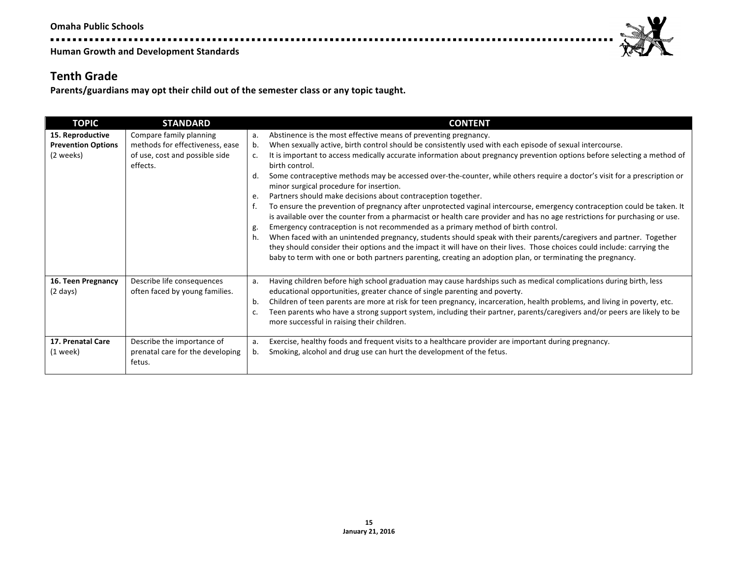## Tenth Grade

**Parents/guardians may opt their child out of the semester class or any topic taught.**

| TOPIC | STANDARD | CONTENT |
|---|---|---|
| **15. Reproductive Prevention Options** (2 weeks) | Compare family planning methods for effectiveness, ease of use, cost and possible side effects. | a. Abstinence is the most effective means of preventing pregnancy.<br>b. When sexually active, birth control should be consistently used with each episode of sexual intercourse.<br>c. It is important to access medically accurate information about pregnancy prevention options before selecting a method of birth control.<br>d. Some contraceptive methods may be accessed over-the-counter, while others require a doctor's visit for a prescription or minor surgical procedure for insertion.<br>e. Partners should make decisions about contraception together.<br>f. To ensure the prevention of pregnancy after unprotected vaginal intercourse, emergency contraception could be taken. It is available over the counter from a pharmacist or health care provider and has no age restrictions for purchasing or use.<br>g. Emergency contraception is not recommended as a primary method of birth control.<br>h. When faced with an unintended pregnancy, students should speak with their parents/caregivers and partner. Together they should consider their options and the impact it will have on their lives. Those choices could include: carrying the baby to term with one or both partners parenting, creating an adoption plan, or terminating the pregnancy. |
| **16. Teen Pregnancy** (2 days) | Describe life consequences often faced by young families. | a. Having children before high school graduation may cause hardships such as medical complications during birth, less educational opportunities, greater chance of single parenting and poverty.<br>b. Children of teen parents are more at risk for teen pregnancy, incarceration, health problems, and living in poverty, etc.<br>c. Teen parents who have a strong support system, including their partner, parents/caregivers and/or peers are likely to be more successful in raising their children. |
| **17. Prenatal Care** (1 week) | Describe the importance of prenatal care for the developing fetus. | a. Exercise, healthy foods and frequent visits to a healthcare provider are important during pregnancy.<br>b. Smoking, alcohol and drug use can hurt the development of the fetus. |

January 21, 2016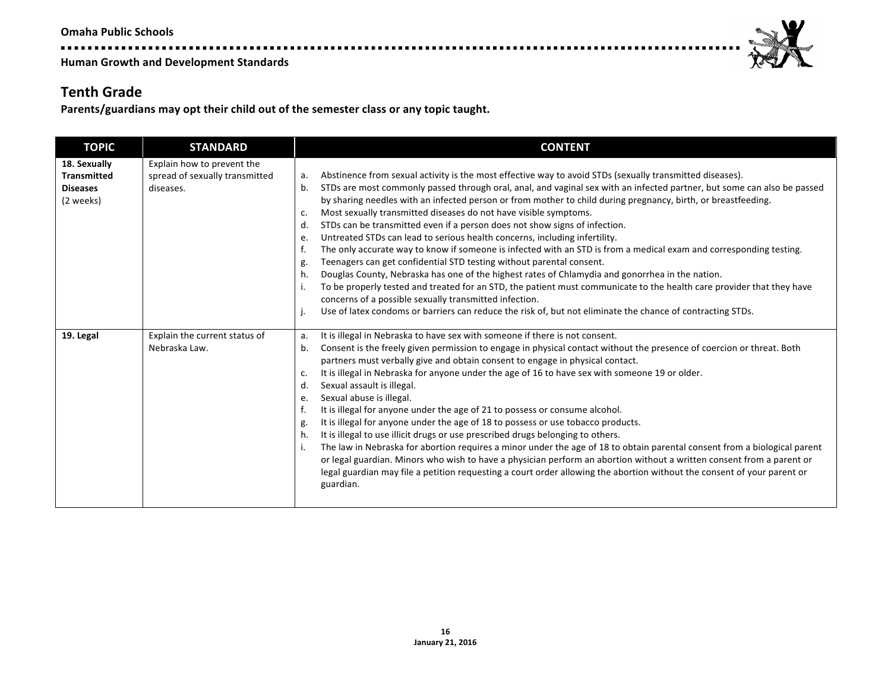## Tenth Grade

**Parents/guardians may opt their child out of the semester class or any topic taught.**

| TOPIC | STANDARD | CONTENT |
|---|---|---|
| **18. Sexually Transmitted Diseases** (2 weeks) | Explain how to prevent the spread of sexually transmitted diseases. | a. Abstinence from sexual activity is the most effective way to avoid STDs (sexually transmitted diseases).<br>b. STDs are most commonly passed through oral, anal, and vaginal sex with an infected partner, but some can also be passed by sharing needles with an infected person or from mother to child during pregnancy, birth, or breastfeeding.<br>c. Most sexually transmitted diseases do not have visible symptoms.<br>d. STDs can be transmitted even if a person does not show signs of infection.<br>e. Untreated STDs can lead to serious health concerns, including infertility.<br>f. The only accurate way to know if someone is infected with an STD is from a medical exam and corresponding testing.<br>g. Teenagers can get confidential STD testing without parental consent.<br>h. Douglas County, Nebraska has one of the highest rates of Chlamydia and gonorrhea in the nation.<br>i. To be properly tested and treated for an STD, the patient must communicate to the health care provider that they have concerns of a possible sexually transmitted infection.<br>j. Use of latex condoms or barriers can reduce the risk of, but not eliminate the chance of contracting STDs. |
| **19. Legal** | Explain the current status of Nebraska Law. | a. It is illegal in Nebraska to have sex with someone if there is not consent.<br>b. Consent is the freely given permission to engage in physical contact without the presence of coercion or threat. Both partners must verbally give and obtain consent to engage in physical contact.<br>c. It is illegal in Nebraska for anyone under the age of 16 to have sex with someone 19 or older.<br>d. Sexual assault is illegal.<br>e. Sexual abuse is illegal.<br>f. It is illegal for anyone under the age of 21 to possess or consume alcohol.<br>g. It is illegal for anyone under the age of 18 to possess or use tobacco products.<br>h. It is illegal to use illicit drugs or use prescribed drugs belonging to others.<br>i. The law in Nebraska for abortion requires a minor under the age of 18 to obtain parental consent from a biological parent or legal guardian. Minors who wish to have a physician perform an abortion without a written consent from a parent or legal guardian may file a petition requesting a court order allowing the abortion without the consent of your parent or guardian. |

January 21, 2016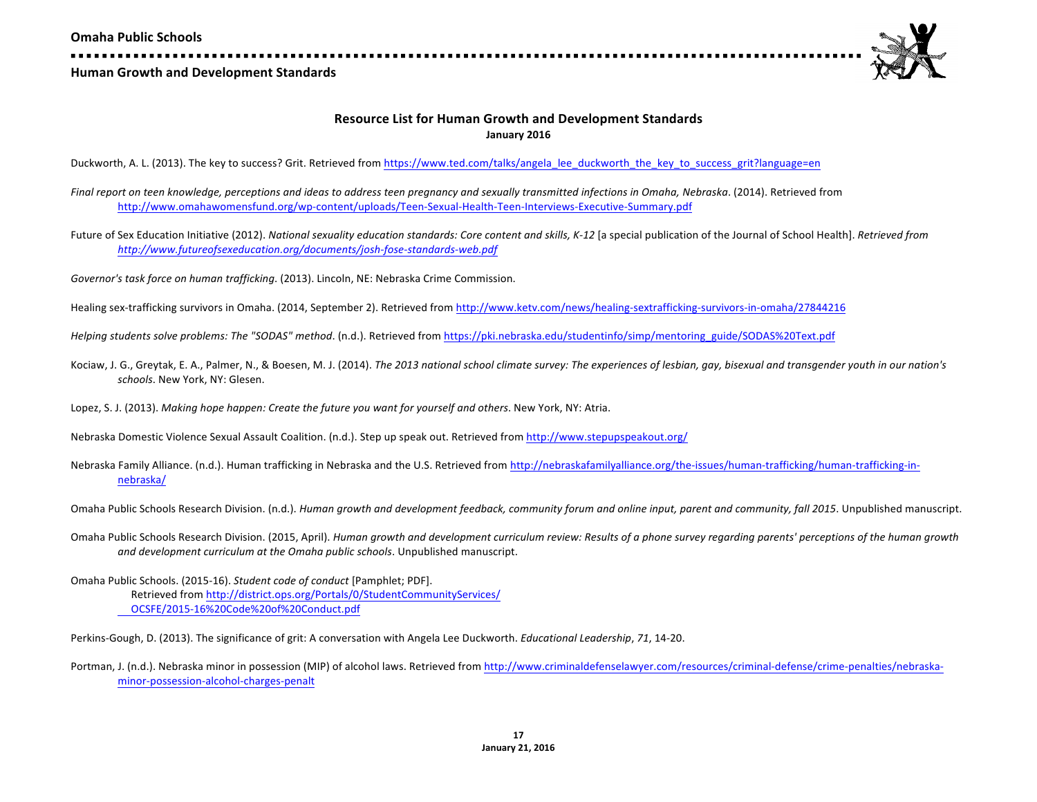## Resource List for Human Growth and Development Standards

**January 2016**

Duckworth, A. L. (2013). The key to success? Grit. Retrieved from https://www.ted.com/talks/angela_lee_duckworth_the_key_to_success_grit?language=en

*Final report on teen knowledge, perceptions and ideas to address teen pregnancy and sexually transmitted infections in Omaha, Nebraska*. (2014). Retrieved from http://www.omahawomensfund.org/wp-content/uploads/Teen-Sexual-Health-Teen-Interviews-Executive-Summary.pdf

Future of Sex Education Initiative (2012). *National sexuality education standards: Core content and skills, K-12* [a special publication of the Journal of School Health]. *Retrieved from http://www.futureofsexeducation.org/documents/josh-fose-standards-web.pdf*

*Governor's task force on human trafficking*. (2013). Lincoln, NE: Nebraska Crime Commission.

Healing sex-trafficking survivors in Omaha. (2014, September 2). Retrieved from http://www.ketv.com/news/healing-sextrafficking-survivors-in-omaha/27844216

*Helping students solve problems: The "SODAS" method*. (n.d.). Retrieved from https://pki.nebraska.edu/studentinfo/simp/mentoring_guide/SODAS%20Text.pdf

Kociaw, J. G., Greytak, E. A., Palmer, N., & Boesen, M. J. (2014). *The 2013 national school climate survey: The experiences of lesbian, gay, bisexual and transgender youth in our nation's schools*. New York, NY: Glesen.

Lopez, S. J. (2013). *Making hope happen: Create the future you want for yourself and others*. New York, NY: Atria.

Nebraska Domestic Violence Sexual Assault Coalition. (n.d.). Step up speak out. Retrieved from http://www.stepupspeakout.org/

Nebraska Family Alliance. (n.d.). Human trafficking in Nebraska and the U.S. Retrieved from http://nebraskafamilyalliance.org/the-issues/human-trafficking/human-trafficking-in-nebraska/

Omaha Public Schools Research Division. (n.d.). *Human growth and development feedback, community forum and online input, parent and community, fall 2015*. Unpublished manuscript.

Omaha Public Schools Research Division. (2015, April). *Human growth and development curriculum review: Results of a phone survey regarding parents' perceptions of the human growth and development curriculum at the Omaha public schools*. Unpublished manuscript.

Omaha Public Schools. (2015-16). *Student code of conduct* [Pamphlet; PDF]. Retrieved from http://district.ops.org/Portals/0/StudentCommunityServices/OCSFE/2015-16%20Code%20of%20Conduct.pdf

Perkins-Gough, D. (2013). The significance of grit: A conversation with Angela Lee Duckworth. *Educational Leadership*, *71*, 14-20.

Portman, J. (n.d.). Nebraska minor in possession (MIP) of alcohol laws. Retrieved from http://www.criminaldefenselawyer.com/resources/criminal-defense/crime-penalties/nebraska-minor-possession-alcohol-charges-penalt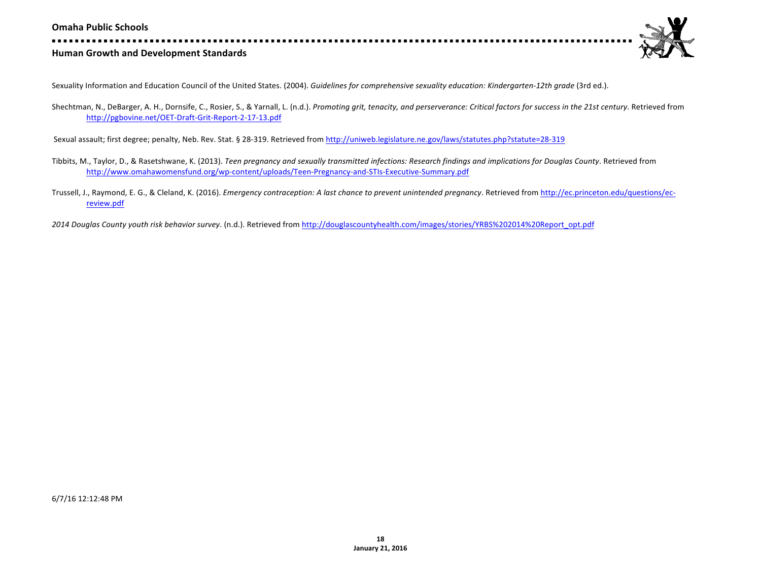Sexuality Information and Education Council of the United States. (2004). *Guidelines for comprehensive sexuality education: Kindergarten-12th grade* (3rd ed.).

Shechtman, N., DeBarger, A. H., Dornsife, C., Rosier, S., & Yarnall, L. (n.d.). *Promoting grit, tenacity, and perserverance: Critical factors for success in the 21st century*. Retrieved from http://pgbovine.net/OET-Draft-Grit-Report-2-17-13.pdf

Sexual assault; first degree; penalty, Neb. Rev. Stat. § 28-319. Retrieved from http://uniweb.legislature.ne.gov/laws/statutes.php?statute=28-319

Tibbits, M., Taylor, D., & Rasetshwane, K. (2013). *Teen pregnancy and sexually transmitted infections: Research findings and implications for Douglas County*. Retrieved from http://www.omahawomensfund.org/wp-content/uploads/Teen-Pregnancy-and-STIs-Executive-Summary.pdf

Trussell, J., Raymond, E. G., & Cleland, K. (2016). *Emergency contraception: A last chance to prevent unintended pregnancy*. Retrieved from http://ec.princeton.edu/questions/ec-review.pdf

*2014 Douglas County youth risk behavior survey*. (n.d.). Retrieved from http://douglascountyhealth.com/images/stories/YRBS%202014%20Report_opt.pdf

6/7/16 12:12:48 PM